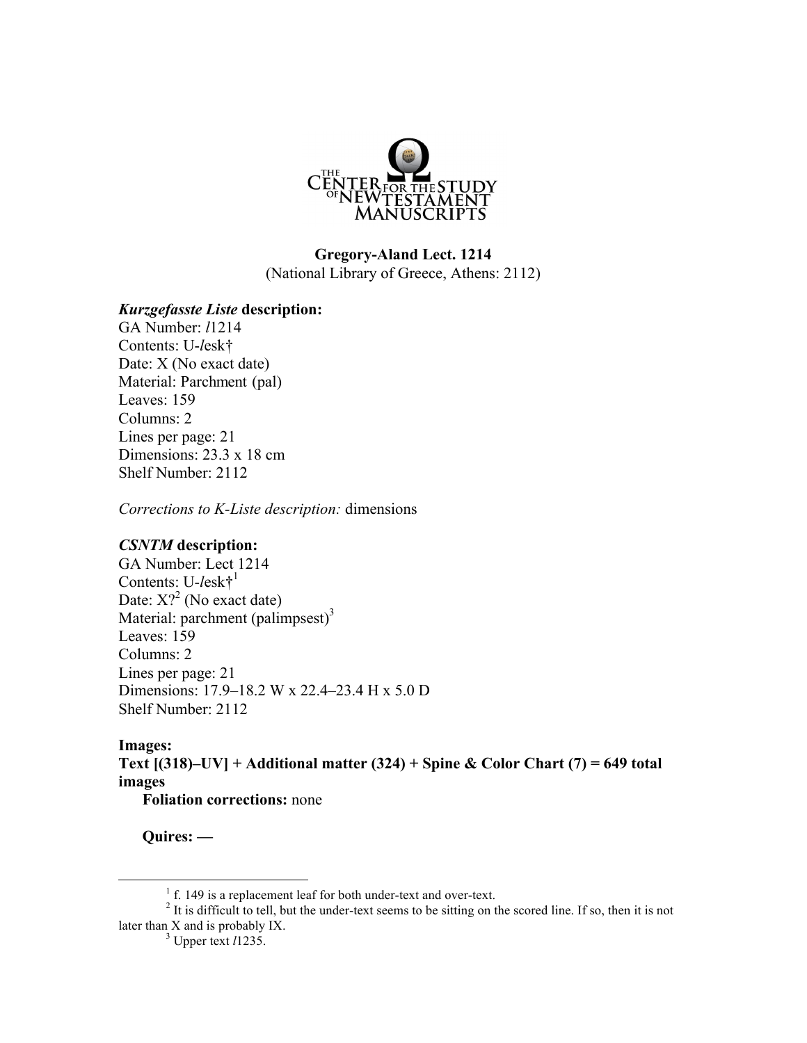THE CENTER FOR THE STUDY OF NEW TESTAMENT MANUSCRIPTS

**Gregory-Aland Lect. 1214**
(National Library of Greece, Athens: 2112)

***Kurzgefasste Liste* description:**
GA Number: *l*1214
Contents: U-*l*esk†
Date: X (No exact date)
Material: Parchment (pal)
Leaves: 159
Columns: 2
Lines per page: 21
Dimensions: 23.3 x 18 cm
Shelf Number: 2112

*Corrections to K-Liste description:* dimensions

***CSNTM* description:**
GA Number: Lect 1214
Contents: U-*l*esk†[1]
Date: X?[2] (No exact date)
Material: parchment (palimpsest)[3]
Leaves: 159
Columns: 2
Lines per page: 21
Dimensions: 17.9–18.2 W x 22.4–23.4 H x 5.0 D
Shelf Number: 2112

**Images:**
**Text [(318)–UV] + Additional matter (324) + Spine & Color Chart (7) = 649 total images**

**Foliation corrections:** none

**Quires: —**

---

[1] f. 149 is a replacement leaf for both under-text and over-text.

[2] It is difficult to tell, but the under-text seems to be sitting on the scored line. If so, then it is not later than X and is probably IX.

[3] Upper text *l*1235.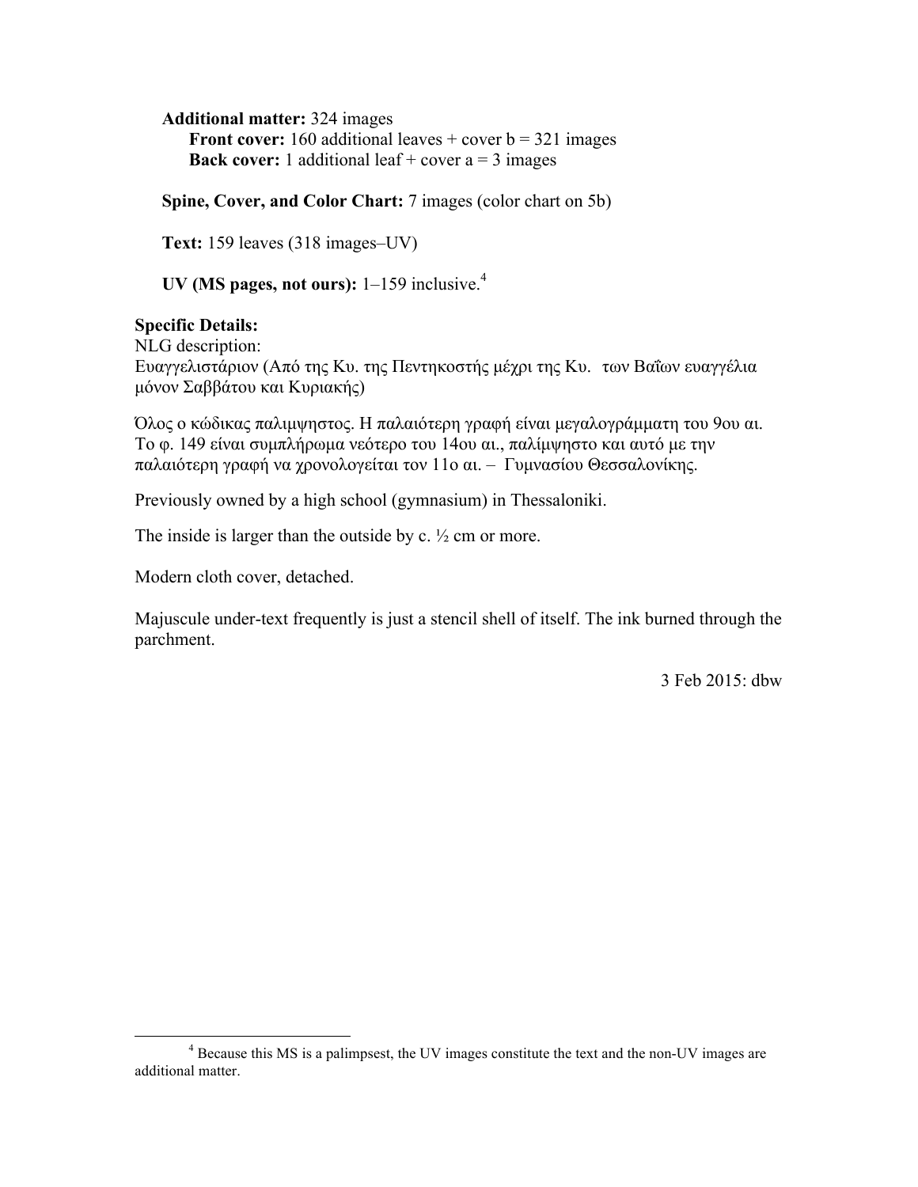**Additional matter:** 324 images

**Front cover:** 160 additional leaves + cover b = 321 images

**Back cover:** 1 additional leaf + cover a = 3 images

**Spine, Cover, and Color Chart:** 7 images (color chart on 5b)

**Text:** 159 leaves (318 images–UV)

**UV (MS pages, not ours):** 1–159 inclusive.[4]

**Specific Details:**

NLG description:

Ευαγγελιστάριον (Από της Κυ. της Πεντηκοστής μέχρι της Κυ. των Βαΐων ευαγγέλια μόνον Σαββάτου και Κυριακής)

Όλος ο κώδικας παλιμψηστος. Η παλαιότερη γραφή είναι μεγαλογράμματη του 9ου αι. Το φ. 149 είναι συμπλήρωμα νεότερο του 14ου αι., παλίμψηστο και αυτό με την παλαιότερη γραφή να χρονολογείται τον 11ο αι. – Γυμνασίου Θεσσαλονίκης.

Previously owned by a high school (gymnasium) in Thessaloniki.

The inside is larger than the outside by c. ½ cm or more.

Modern cloth cover, detached.

Majuscule under-text frequently is just a stencil shell of itself. The ink burned through the parchment.

3 Feb 2015: dbw

---

[4] Because this MS is a palimpsest, the UV images constitute the text and the non-UV images are additional matter.